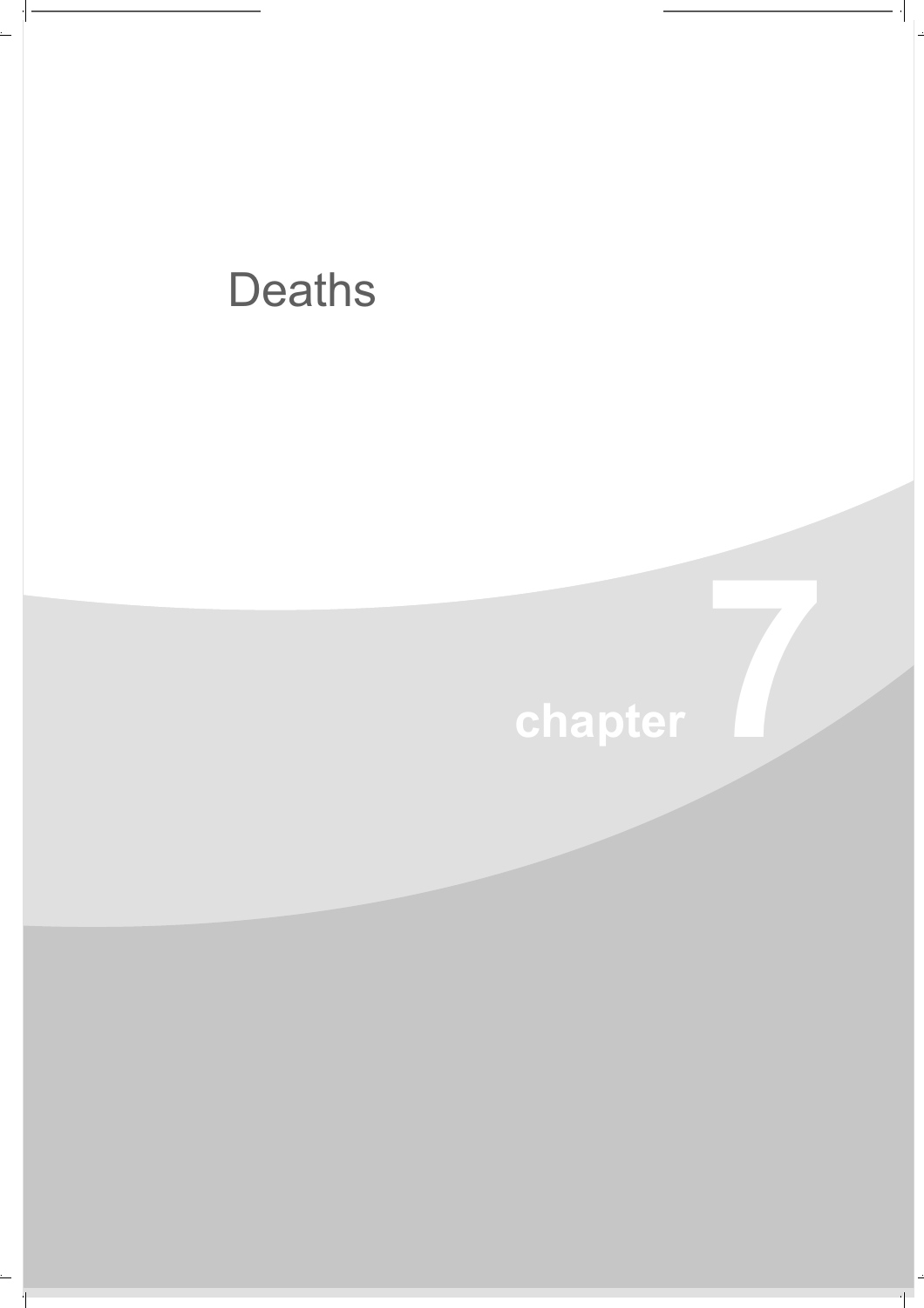# Deaths

chapter 7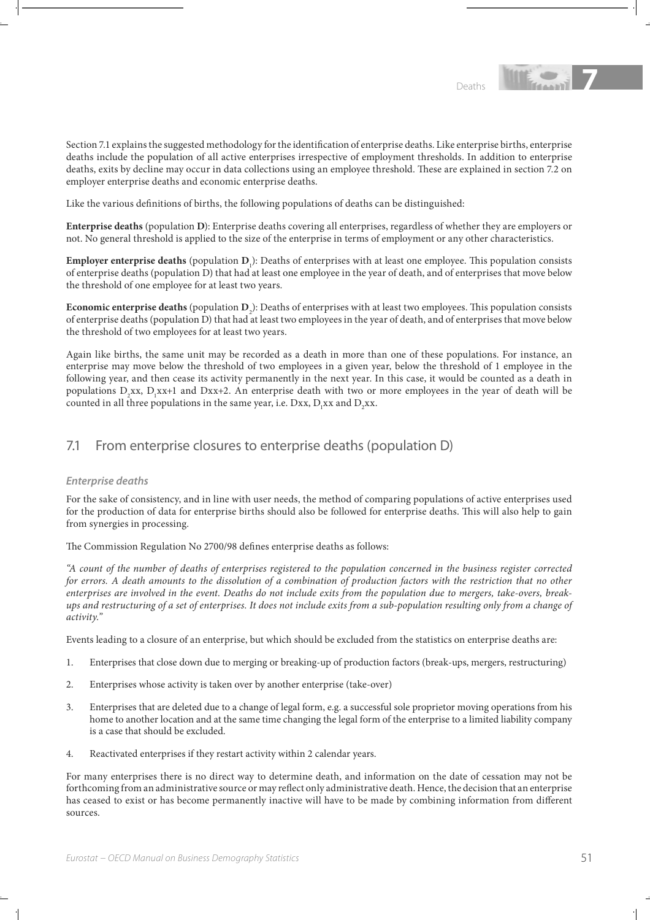Section 7.1 explains the suggested methodology for the identification of enterprise deaths. Like enterprise births, enterprise deaths include the population of all active enterprises irrespective of employment thresholds. In addition to enterprise deaths, exits by decline may occur in data collections using an employee threshold. These are explained in section 7.2 on employer enterprise deaths and economic enterprise deaths.

Like the various definitions of births, the following populations of deaths can be distinguished:

**Enterprise deaths** (population **D**): Enterprise deaths covering all enterprises, regardless of whether they are employers or not. No general threshold is applied to the size of the enterprise in terms of employment or any other characteristics.

**Employer enterprise deaths** (population $\mathbf{D_1}$): Deaths of enterprises with at least one employee. This population consists of enterprise deaths (population D) that had at least one employee in the year of death, and of enterprises that move below the threshold of one employee for at least two years.

**Economic enterprise deaths** (population $\mathbf{D_2}$): Deaths of enterprises with at least two employees. This population consists of enterprise deaths (population D) that had at least two employees in the year of death, and of enterprises that move below the threshold of two employees for at least two years.

Again like births, the same unit may be recorded as a death in more than one of these populations. For instance, an enterprise may move below the threshold of two employees in a given year, below the threshold of 1 employee in the following year, and then cease its activity permanently in the next year. In this case, it would be counted as a death in populations $D_2xx$, $D_1xx+1$ and $Dxx+2$. An enterprise death with two or more employees in the year of death will be counted in all three populations in the same year, i.e. $Dxx$, $D_1xx$ and $D_2xx$.

## 7.1 From enterprise closures to enterprise deaths (population D)

### *Enterprise deaths*

For the sake of consistency, and in line with user needs, the method of comparing populations of active enterprises used for the production of data for enterprise births should also be followed for enterprise deaths. This will also help to gain from synergies in processing.

The Commission Regulation No 2700/98 defines enterprise deaths as follows:

*"A count of the number of deaths of enterprises registered to the population concerned in the business register corrected for errors. A death amounts to the dissolution of a combination of production factors with the restriction that no other enterprises are involved in the event. Deaths do not include exits from the population due to mergers, take-overs, break-ups and restructuring of a set of enterprises. It does not include exits from a sub-population resulting only from a change of activity."*

Events leading to a closure of an enterprise, but which should be excluded from the statistics on enterprise deaths are:

1. Enterprises that close down due to merging or breaking-up of production factors (break-ups, mergers, restructuring)
2. Enterprises whose activity is taken over by another enterprise (take-over)
3. Enterprises that are deleted due to a change of legal form, e.g. a successful sole proprietor moving operations from his home to another location and at the same time changing the legal form of the enterprise to a limited liability company is a case that should be excluded.
4. Reactivated enterprises if they restart activity within 2 calendar years.

For many enterprises there is no direct way to determine death, and information on the date of cessation may not be forthcoming from an administrative source or may reflect only administrative death. Hence, the decision that an enterprise has ceased to exist or has become permanently inactive will have to be made by combining information from different sources.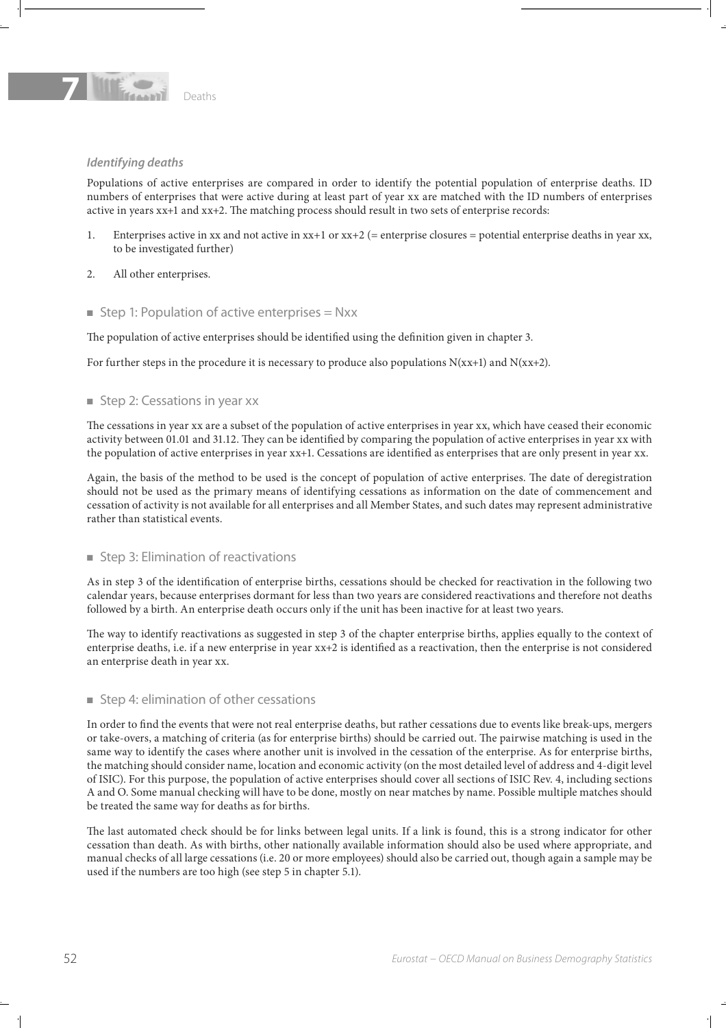### *Identifying deaths*

Populations of active enterprises are compared in order to identify the potential population of enterprise deaths. ID numbers of enterprises that were active during at least part of year xx are matched with the ID numbers of enterprises active in years xx+1 and xx+2. The matching process should result in two sets of enterprise records:

1. Enterprises active in xx and not active in xx+1 or xx+2 (= enterprise closures = potential enterprise deaths in year xx, to be investigated further)
2. All other enterprises.

#### ■ Step 1: Population of active enterprises = Nxx

The population of active enterprises should be identified using the definition given in chapter 3.

For further steps in the procedure it is necessary to produce also populations N(xx+1) and N(xx+2).

#### ■ Step 2: Cessations in year xx

The cessations in year xx are a subset of the population of active enterprises in year xx, which have ceased their economic activity between 01.01 and 31.12. They can be identified by comparing the population of active enterprises in year xx with the population of active enterprises in year xx+1. Cessations are identified as enterprises that are only present in year xx.

Again, the basis of the method to be used is the concept of population of active enterprises. The date of deregistration should not be used as the primary means of identifying cessations as information on the date of commencement and cessation of activity is not available for all enterprises and all Member States, and such dates may represent administrative rather than statistical events.

#### ■ Step 3: Elimination of reactivations

As in step 3 of the identification of enterprise births, cessations should be checked for reactivation in the following two calendar years, because enterprises dormant for less than two years are considered reactivations and therefore not deaths followed by a birth. An enterprise death occurs only if the unit has been inactive for at least two years.

The way to identify reactivations as suggested in step 3 of the chapter enterprise births, applies equally to the context of enterprise deaths, i.e. if a new enterprise in year xx+2 is identified as a reactivation, then the enterprise is not considered an enterprise death in year xx.

#### ■ Step 4: elimination of other cessations

In order to find the events that were not real enterprise deaths, but rather cessations due to events like break-ups, mergers or take-overs, a matching of criteria (as for enterprise births) should be carried out. The pairwise matching is used in the same way to identify the cases where another unit is involved in the cessation of the enterprise. As for enterprise births, the matching should consider name, location and economic activity (on the most detailed level of address and 4-digit level of ISIC). For this purpose, the population of active enterprises should cover all sections of ISIC Rev. 4, including sections A and O. Some manual checking will have to be done, mostly on near matches by name. Possible multiple matches should be treated the same way for deaths as for births.

The last automated check should be for links between legal units. If a link is found, this is a strong indicator for other cessation than death. As with births, other nationally available information should also be used where appropriate, and manual checks of all large cessations (i.e. 20 or more employees) should also be carried out, though again a sample may be used if the numbers are too high (see step 5 in chapter 5.1).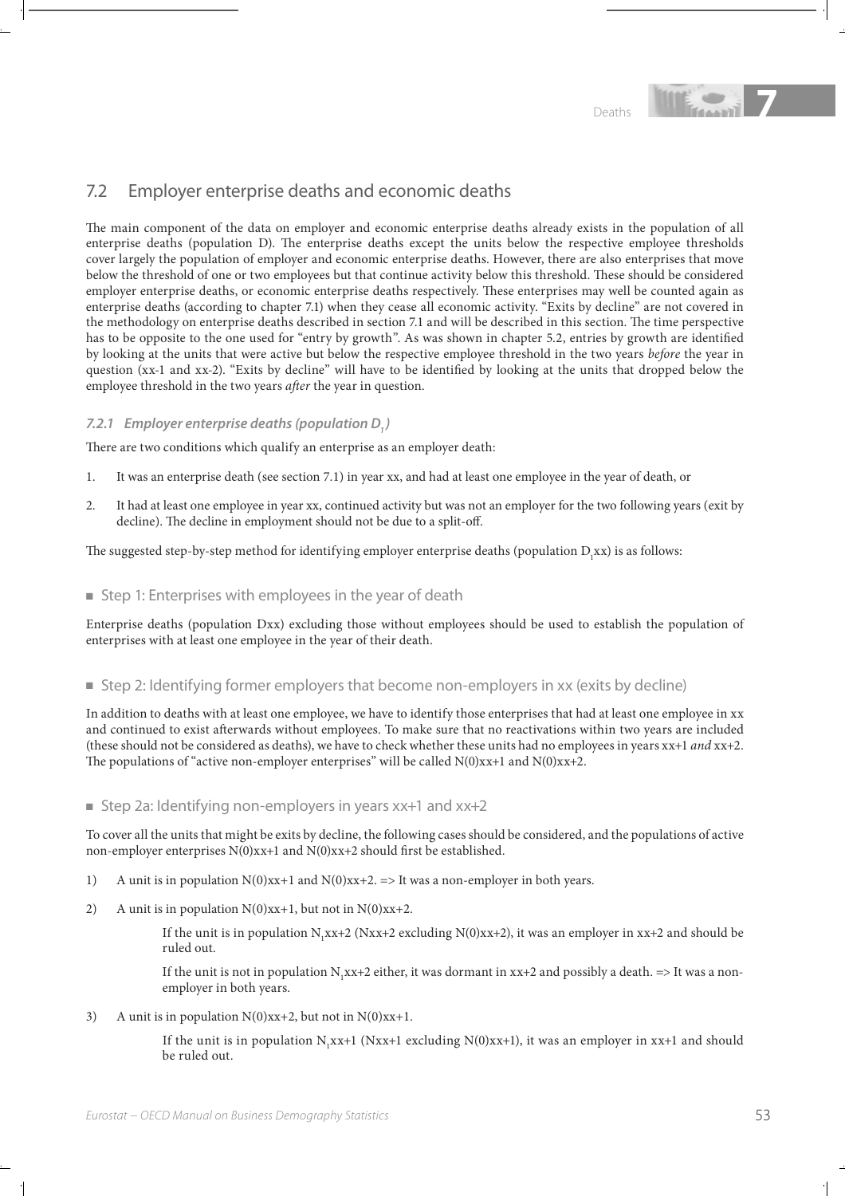## 7.2 Employer enterprise deaths and economic deaths

The main component of the data on employer and economic enterprise deaths already exists in the population of all enterprise deaths (population D). The enterprise deaths except the units below the respective employee thresholds cover largely the population of employer and economic enterprise deaths. However, there are also enterprises that move below the threshold of one or two employees but that continue activity below this threshold. These should be considered employer enterprise deaths, or economic enterprise deaths respectively. These enterprises may well be counted again as enterprise deaths (according to chapter 7.1) when they cease all economic activity. "Exits by decline" are not covered in the methodology on enterprise deaths described in section 7.1 and will be described in this section. The time perspective has to be opposite to the one used for "entry by growth". As was shown in chapter 5.2, entries by growth are identified by looking at the units that were active but below the respective employee threshold in the two years *before* the year in question (xx-1 and xx-2). "Exits by decline" will have to be identified by looking at the units that dropped below the employee threshold in the two years *after* the year in question.

### 7.2.1 Employer enterprise deaths (population $D_1$)

There are two conditions which qualify an enterprise as an employer death:

1. It was an enterprise death (see section 7.1) in year xx, and had at least one employee in the year of death, or
2. It had at least one employee in year xx, continued activity but was not an employer for the two following years (exit by decline). The decline in employment should not be due to a split-off.

The suggested step-by-step method for identifying employer enterprise deaths (population $D_1$xx) is as follows:

#### Step 1: Enterprises with employees in the year of death

Enterprise deaths (population Dxx) excluding those without employees should be used to establish the population of enterprises with at least one employee in the year of their death.

#### Step 2: Identifying former employers that become non-employers in xx (exits by decline)

In addition to deaths with at least one employee, we have to identify those enterprises that had at least one employee in xx and continued to exist afterwards without employees. To make sure that no reactivations within two years are included (these should not be considered as deaths), we have to check whether these units had no employees in years xx+1 *and* xx+2. The populations of "active non-employer enterprises" will be called N(0)xx+1 and N(0)xx+2.

#### Step 2a: Identifying non-employers in years xx+1 and xx+2

To cover all the units that might be exits by decline, the following cases should be considered, and the populations of active non-employer enterprises N(0)xx+1 and N(0)xx+2 should first be established.

1) A unit is in population N(0)xx+1 and N(0)xx+2. => It was a non-employer in both years.

2) A unit is in population N(0)xx+1, but not in N(0)xx+2.

   If the unit is in population $N_1$xx+2 (Nxx+2 excluding N(0)xx+2), it was an employer in xx+2 and should be ruled out.

   If the unit is not in population $N_1$xx+2 either, it was dormant in xx+2 and possibly a death. => It was a non-employer in both years.

3) A unit is in population N(0)xx+2, but not in N(0)xx+1.

   If the unit is in population $N_1$xx+1 (Nxx+1 excluding N(0)xx+1), it was an employer in xx+1 and should be ruled out.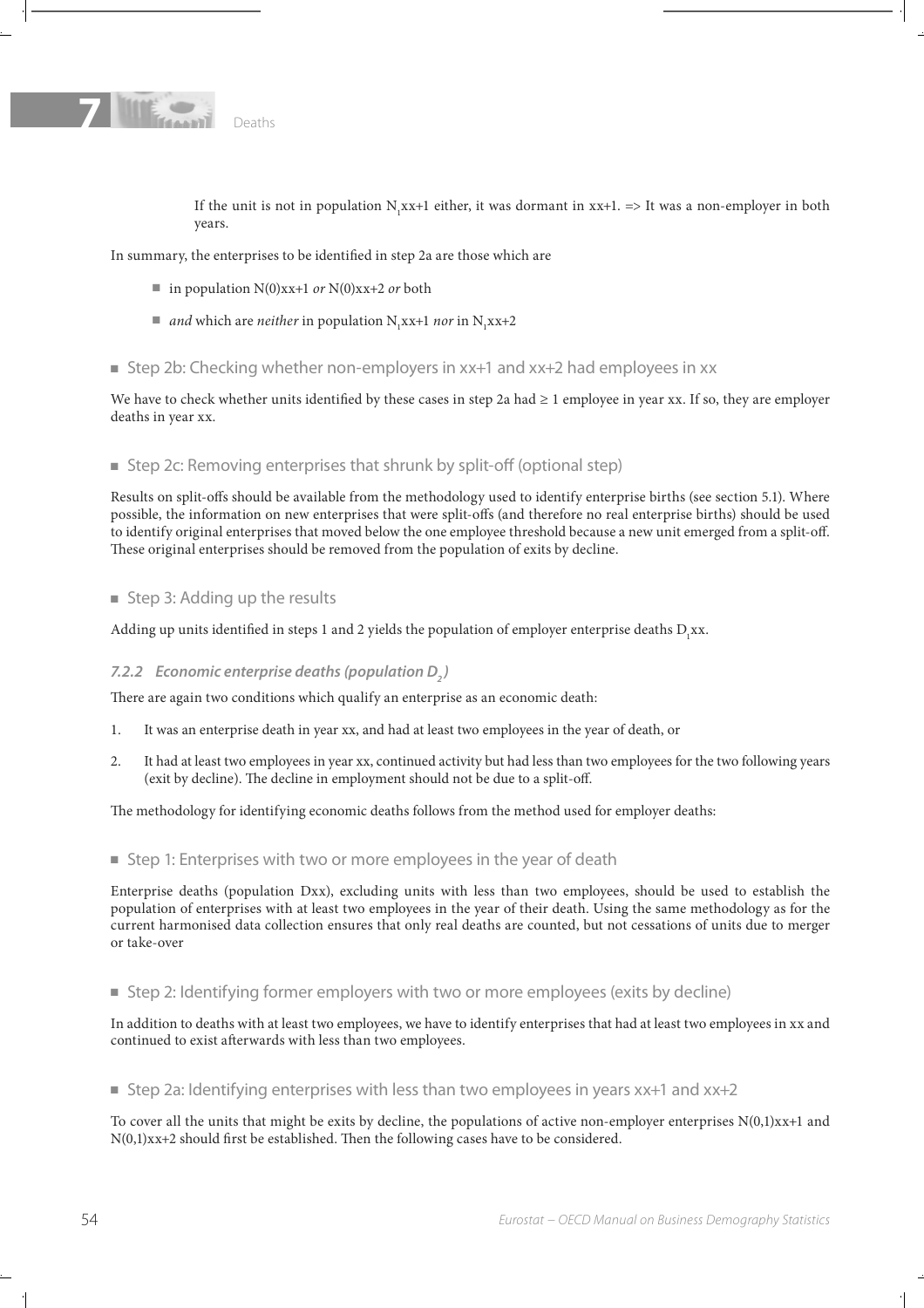If the unit is not in population $N_1xx+1$ either, it was dormant in xx+1. => It was a non-employer in both years.

In summary, the enterprises to be identified in step 2a are those which are

- in population N(0)xx+1 *or* N(0)xx+2 *or* both
- *and* which are *neither* in population $N_1xx+1$ *nor* in $N_1xx+2$

### Step 2b: Checking whether non-employers in xx+1 and xx+2 had employees in xx

We have to check whether units identified by these cases in step 2a had ≥ 1 employee in year xx. If so, they are employer deaths in year xx.

### Step 2c: Removing enterprises that shrunk by split-off (optional step)

Results on split-offs should be available from the methodology used to identify enterprise births (see section 5.1). Where possible, the information on new enterprises that were split-offs (and therefore no real enterprise births) should be used to identify original enterprises that moved below the one employee threshold because a new unit emerged from a split-off. These original enterprises should be removed from the population of exits by decline.

### Step 3: Adding up the results

Adding up units identified in steps 1 and 2 yields the population of employer enterprise deaths $D_1xx$.

## *7.2.2 Economic enterprise deaths (population $D_2$)*

There are again two conditions which qualify an enterprise as an economic death:

1. It was an enterprise death in year xx, and had at least two employees in the year of death, or
2. It had at least two employees in year xx, continued activity but had less than two employees for the two following years (exit by decline). The decline in employment should not be due to a split-off.

The methodology for identifying economic deaths follows from the method used for employer deaths:

### Step 1: Enterprises with two or more employees in the year of death

Enterprise deaths (population Dxx), excluding units with less than two employees, should be used to establish the population of enterprises with at least two employees in the year of their death. Using the same methodology as for the current harmonised data collection ensures that only real deaths are counted, but not cessations of units due to merger or take-over

### Step 2: Identifying former employers with two or more employees (exits by decline)

In addition to deaths with at least two employees, we have to identify enterprises that had at least two employees in xx and continued to exist afterwards with less than two employees.

### Step 2a: Identifying enterprises with less than two employees in years xx+1 and xx+2

To cover all the units that might be exits by decline, the populations of active non-employer enterprises N(0,1)xx+1 and N(0,1)xx+2 should first be established. Then the following cases have to be considered.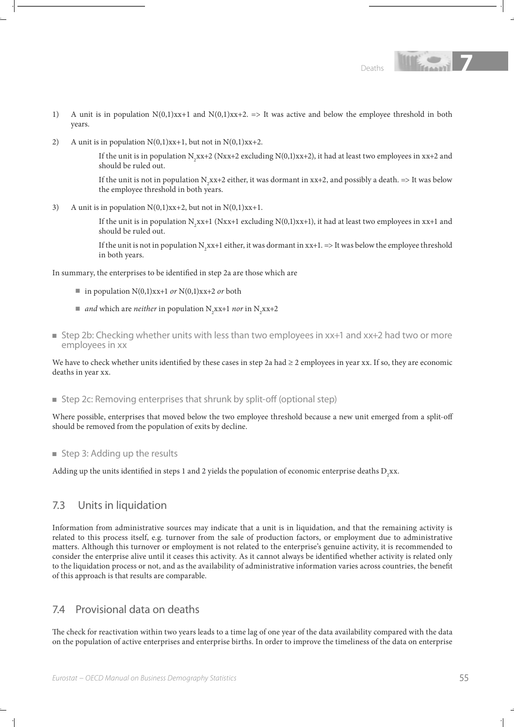1) A unit is in population N(0,1)xx+1 and N(0,1)xx+2. => It was active and below the employee threshold in both years.

2) A unit is in population N(0,1)xx+1, but not in N(0,1)xx+2.

    If the unit is in population $N_2$xx+2 (Nxx+2 excluding N(0,1)xx+2), it had at least two employees in xx+2 and should be ruled out.

    If the unit is not in population $N_2$xx+2 either, it was dormant in xx+2, and possibly a death. => It was below the employee threshold in both years.

3) A unit is in population N(0,1)xx+2, but not in N(0,1)xx+1.

    If the unit is in population $N_2$xx+1 (Nxx+1 excluding N(0,1)xx+1), it had at least two employees in xx+1 and should be ruled out.

    If the unit is not in population $N_2$xx+1 either, it was dormant in xx+1. => It was below the employee threshold in both years.

In summary, the enterprises to be identified in step 2a are those which are

- in population N(0,1)xx+1 *or* N(0,1)xx+2 *or* both
- *and* which are *neither* in population $N_2$xx+1 *nor* in $N_2$xx+2

### Step 2b: Checking whether units with less than two employees in xx+1 and xx+2 had two or more employees in xx

We have to check whether units identified by these cases in step 2a had ≥ 2 employees in year xx. If so, they are economic deaths in year xx.

### Step 2c: Removing enterprises that shrunk by split-off (optional step)

Where possible, enterprises that moved below the two employee threshold because a new unit emerged from a split-off should be removed from the population of exits by decline.

### Step 3: Adding up the results

Adding up the units identified in steps 1 and 2 yields the population of economic enterprise deaths $D_2$xx.

## 7.3 Units in liquidation

Information from administrative sources may indicate that a unit is in liquidation, and that the remaining activity is related to this process itself, e.g. turnover from the sale of production factors, or employment due to administrative matters. Although this turnover or employment is not related to the enterprise's genuine activity, it is recommended to consider the enterprise alive until it ceases this activity. As it cannot always be identified whether activity is related only to the liquidation process or not, and as the availability of administrative information varies across countries, the benefit of this approach is that results are comparable.

## 7.4 Provisional data on deaths

The check for reactivation within two years leads to a time lag of one year of the data availability compared with the data on the population of active enterprises and enterprise births. In order to improve the timeliness of the data on enterprise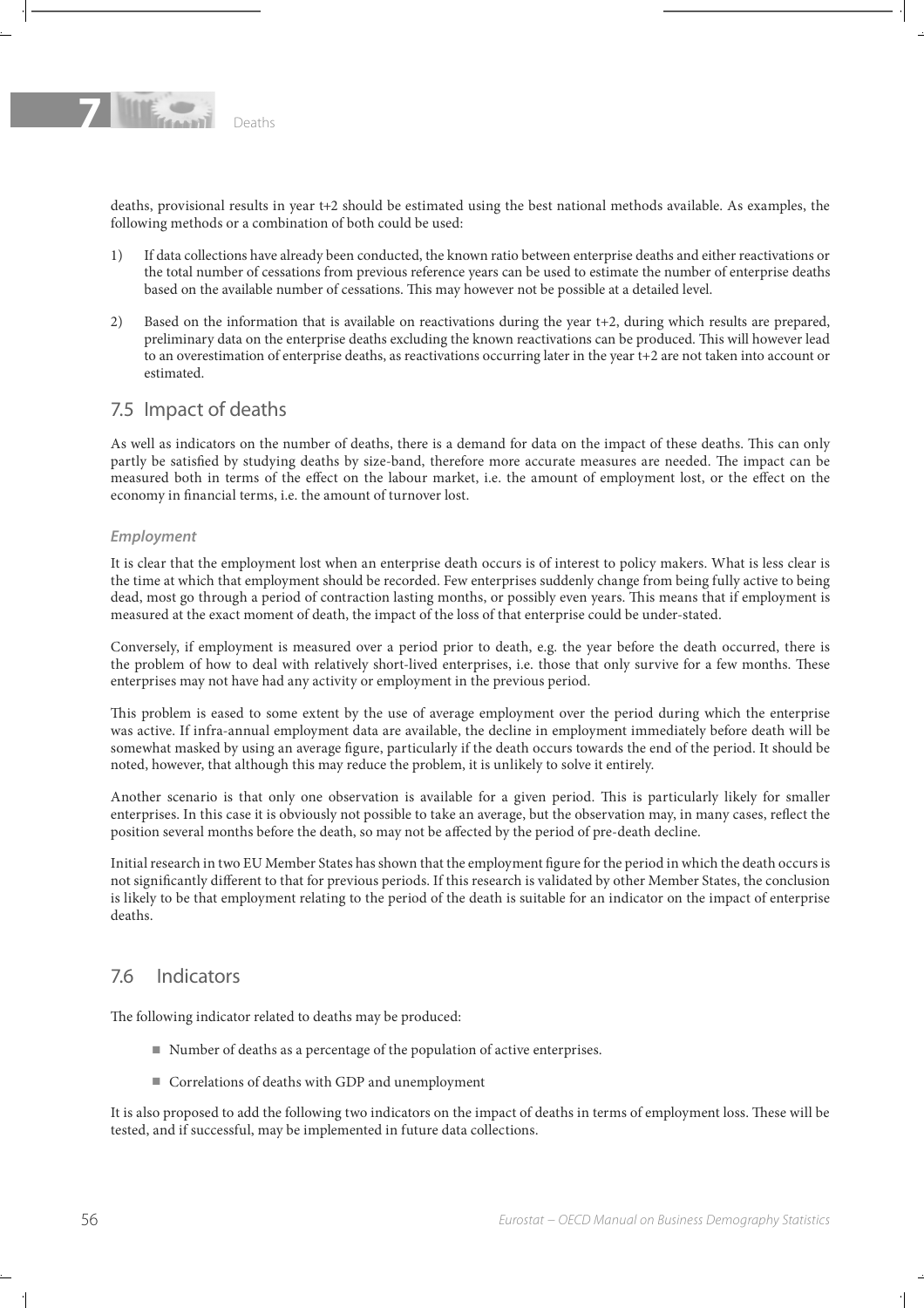deaths, provisional results in year t+2 should be estimated using the best national methods available. As examples, the following methods or a combination of both could be used:

1) If data collections have already been conducted, the known ratio between enterprise deaths and either reactivations or the total number of cessations from previous reference years can be used to estimate the number of enterprise deaths based on the available number of cessations. This may however not be possible at a detailed level.

2) Based on the information that is available on reactivations during the year t+2, during which results are prepared, preliminary data on the enterprise deaths excluding the known reactivations can be produced. This will however lead to an overestimation of enterprise deaths, as reactivations occurring later in the year t+2 are not taken into account or estimated.

## 7.5 Impact of deaths

As well as indicators on the number of deaths, there is a demand for data on the impact of these deaths. This can only partly be satisfied by studying deaths by size-band, therefore more accurate measures are needed. The impact can be measured both in terms of the effect on the labour market, i.e. the amount of employment lost, or the effect on the economy in financial terms, i.e. the amount of turnover lost.

### *Employment*

It is clear that the employment lost when an enterprise death occurs is of interest to policy makers. What is less clear is the time at which that employment should be recorded. Few enterprises suddenly change from being fully active to being dead, most go through a period of contraction lasting months, or possibly even years. This means that if employment is measured at the exact moment of death, the impact of the loss of that enterprise could be under-stated.

Conversely, if employment is measured over a period prior to death, e.g. the year before the death occurred, there is the problem of how to deal with relatively short-lived enterprises, i.e. those that only survive for a few months. These enterprises may not have had any activity or employment in the previous period.

This problem is eased to some extent by the use of average employment over the period during which the enterprise was active. If infra-annual employment data are available, the decline in employment immediately before death will be somewhat masked by using an average figure, particularly if the death occurs towards the end of the period. It should be noted, however, that although this may reduce the problem, it is unlikely to solve it entirely.

Another scenario is that only one observation is available for a given period. This is particularly likely for smaller enterprises. In this case it is obviously not possible to take an average, but the observation may, in many cases, reflect the position several months before the death, so may not be affected by the period of pre-death decline.

Initial research in two EU Member States has shown that the employment figure for the period in which the death occurs is not significantly different to that for previous periods. If this research is validated by other Member States, the conclusion is likely to be that employment relating to the period of the death is suitable for an indicator on the impact of enterprise deaths.

## 7.6 Indicators

The following indicator related to deaths may be produced:

- Number of deaths as a percentage of the population of active enterprises.
- Correlations of deaths with GDP and unemployment

It is also proposed to add the following two indicators on the impact of deaths in terms of employment loss. These will be tested, and if successful, may be implemented in future data collections.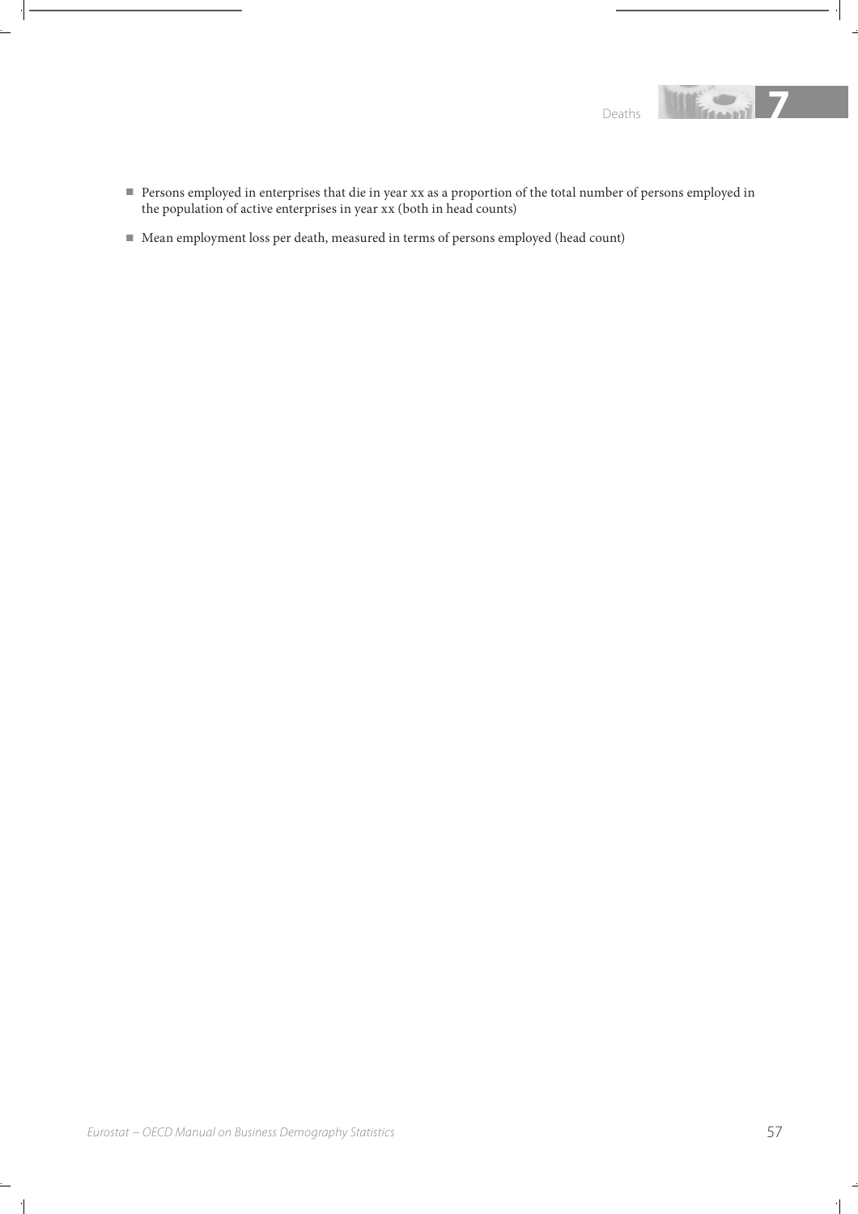- Persons employed in enterprises that die in year xx as a proportion of the total number of persons employed in the population of active enterprises in year xx (both in head counts)
- Mean employment loss per death, measured in terms of persons employed (head count)